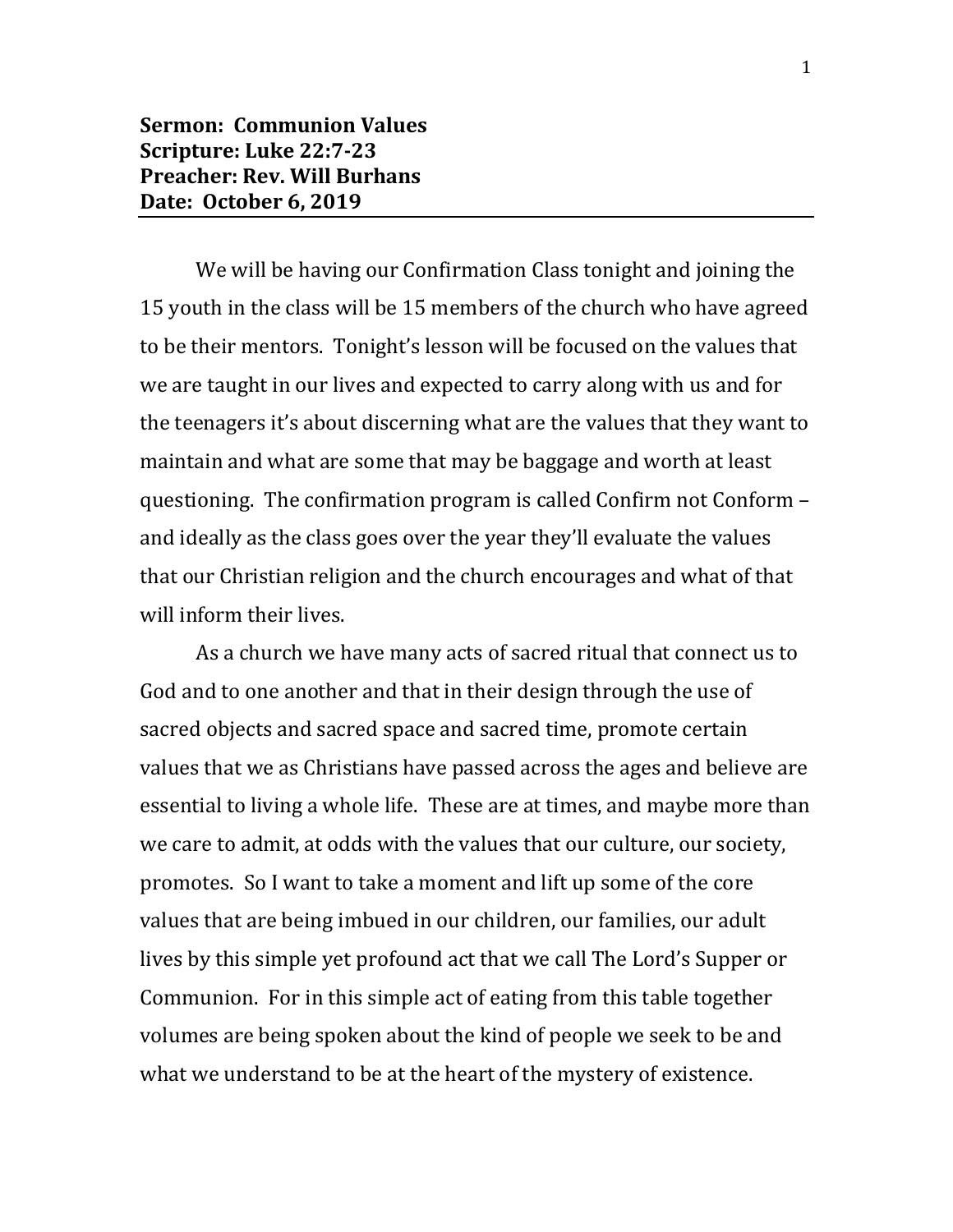**Sermon: Communion Values**
**Scripture: Luke 22:7-23**
**Preacher: Rev. Will Burhans**
**Date: October 6, 2019**

---

We will be having our Confirmation Class tonight and joining the 15 youth in the class will be 15 members of the church who have agreed to be their mentors. Tonight's lesson will be focused on the values that we are taught in our lives and expected to carry along with us and for the teenagers it's about discerning what are the values that they want to maintain and what are some that may be baggage and worth at least questioning. The confirmation program is called Confirm not Conform – and ideally as the class goes over the year they'll evaluate the values that our Christian religion and the church encourages and what of that will inform their lives.

As a church we have many acts of sacred ritual that connect us to God and to one another and that in their design through the use of sacred objects and sacred space and sacred time, promote certain values that we as Christians have passed across the ages and believe are essential to living a whole life. These are at times, and maybe more than we care to admit, at odds with the values that our culture, our society, promotes. So I want to take a moment and lift up some of the core values that are being imbued in our children, our families, our adult lives by this simple yet profound act that we call The Lord's Supper or Communion. For in this simple act of eating from this table together volumes are being spoken about the kind of people we seek to be and what we understand to be at the heart of the mystery of existence.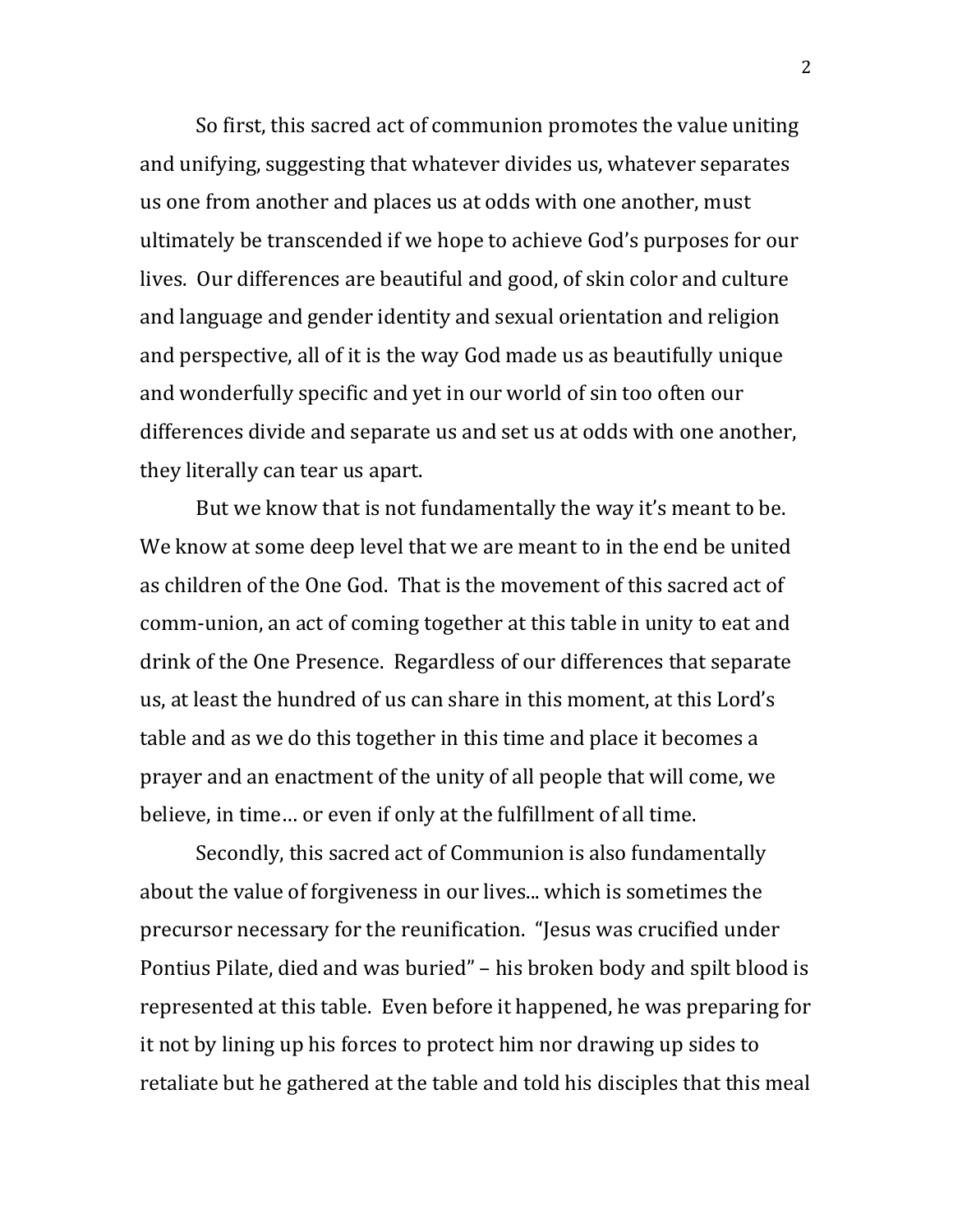So first, this sacred act of communion promotes the value uniting and unifying, suggesting that whatever divides us, whatever separates us one from another and places us at odds with one another, must ultimately be transcended if we hope to achieve God's purposes for our lives. Our differences are beautiful and good, of skin color and culture and language and gender identity and sexual orientation and religion and perspective, all of it is the way God made us as beautifully unique and wonderfully specific and yet in our world of sin too often our differences divide and separate us and set us at odds with one another, they literally can tear us apart.

But we know that is not fundamentally the way it's meant to be. We know at some deep level that we are meant to in the end be united as children of the One God. That is the movement of this sacred act of comm-union, an act of coming together at this table in unity to eat and drink of the One Presence. Regardless of our differences that separate us, at least the hundred of us can share in this moment, at this Lord's table and as we do this together in this time and place it becomes a prayer and an enactment of the unity of all people that will come, we believe, in time… or even if only at the fulfillment of all time.

Secondly, this sacred act of Communion is also fundamentally about the value of forgiveness in our lives... which is sometimes the precursor necessary for the reunification. "Jesus was crucified under Pontius Pilate, died and was buried" – his broken body and spilt blood is represented at this table. Even before it happened, he was preparing for it not by lining up his forces to protect him nor drawing up sides to retaliate but he gathered at the table and told his disciples that this meal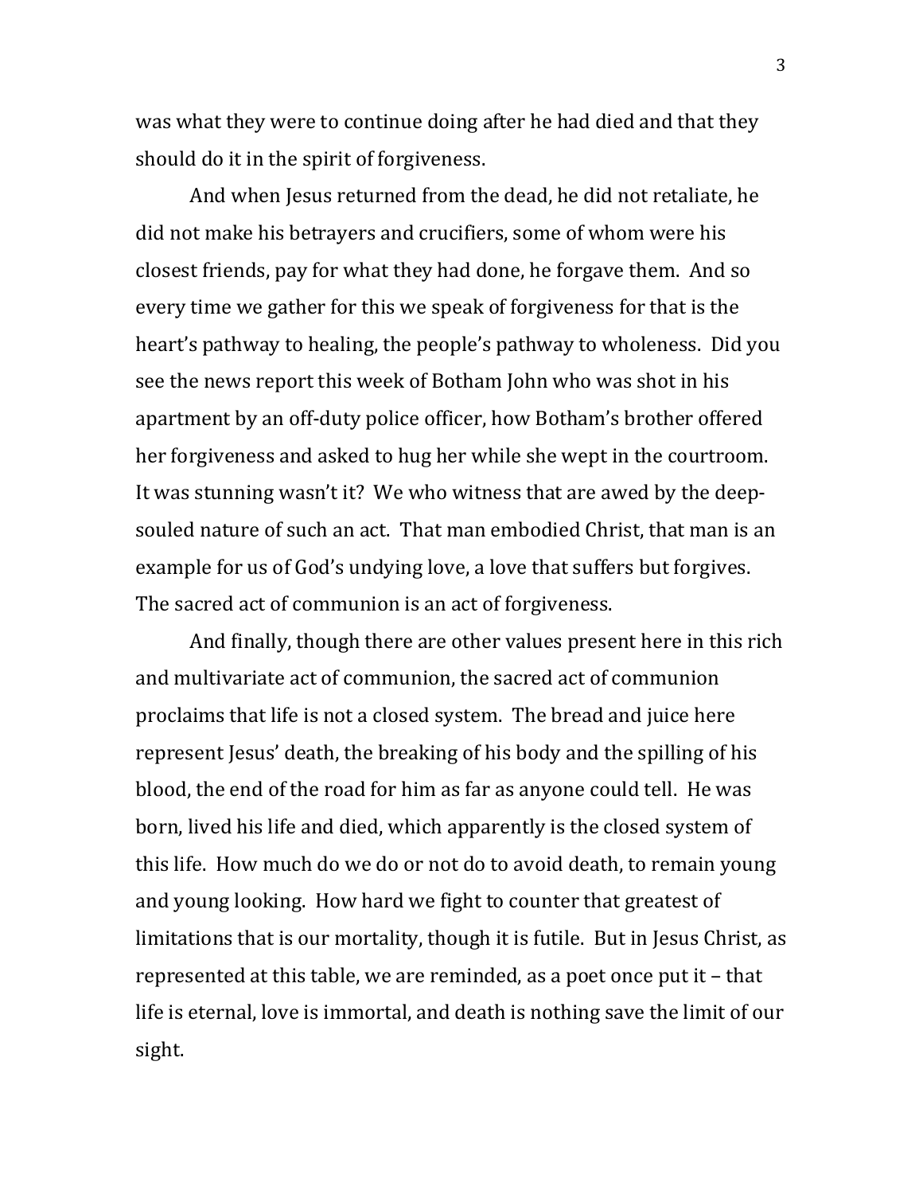was what they were to continue doing after he had died and that they should do it in the spirit of forgiveness.

And when Jesus returned from the dead, he did not retaliate, he did not make his betrayers and crucifiers, some of whom were his closest friends, pay for what they had done, he forgave them. And so every time we gather for this we speak of forgiveness for that is the heart's pathway to healing, the people's pathway to wholeness. Did you see the news report this week of Botham John who was shot in his apartment by an off-duty police officer, how Botham's brother offered her forgiveness and asked to hug her while she wept in the courtroom. It was stunning wasn't it? We who witness that are awed by the deep-souled nature of such an act. That man embodied Christ, that man is an example for us of God's undying love, a love that suffers but forgives. The sacred act of communion is an act of forgiveness.

And finally, though there are other values present here in this rich and multivariate act of communion, the sacred act of communion proclaims that life is not a closed system. The bread and juice here represent Jesus' death, the breaking of his body and the spilling of his blood, the end of the road for him as far as anyone could tell. He was born, lived his life and died, which apparently is the closed system of this life. How much do we do or not do to avoid death, to remain young and young looking. How hard we fight to counter that greatest of limitations that is our mortality, though it is futile. But in Jesus Christ, as represented at this table, we are reminded, as a poet once put it – that life is eternal, love is immortal, and death is nothing save the limit of our sight.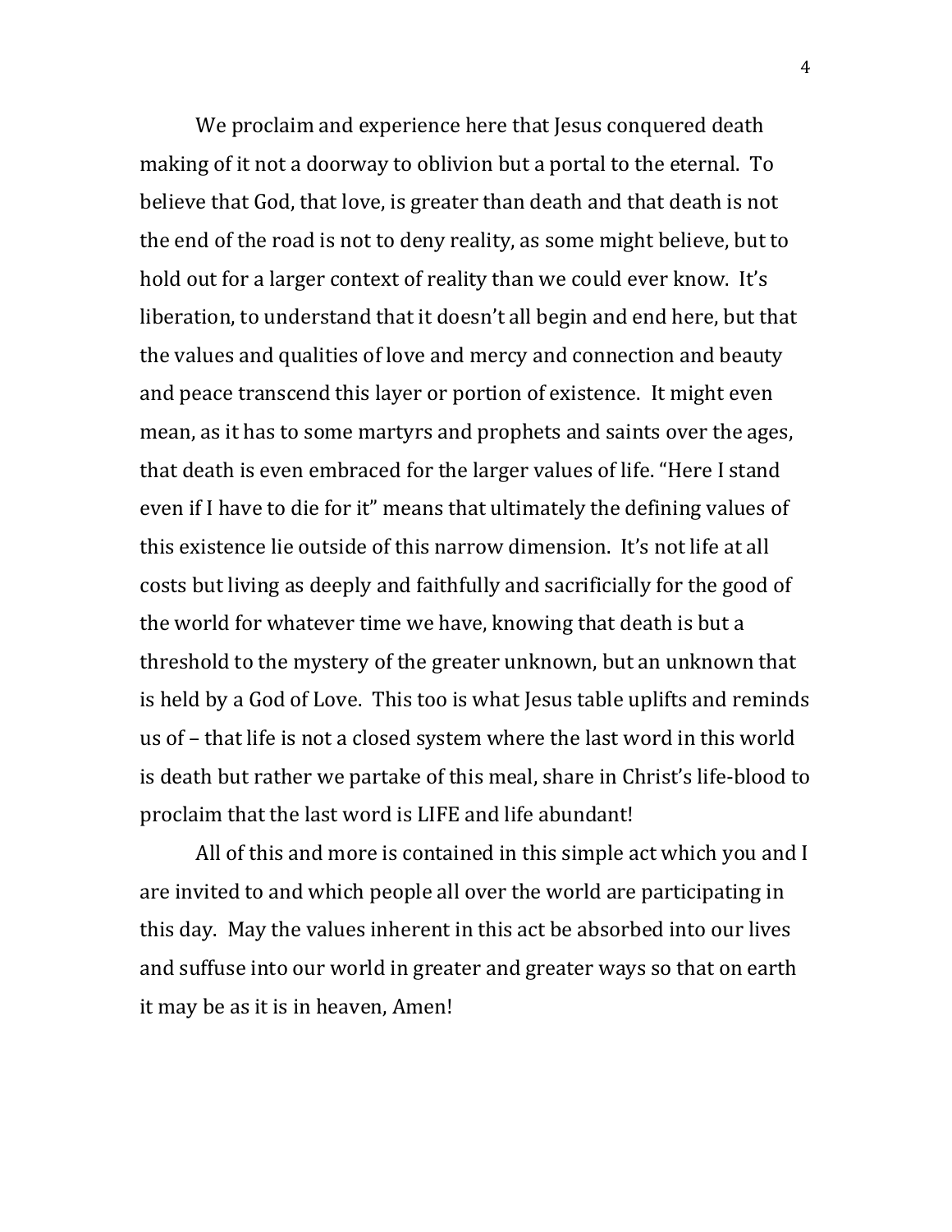We proclaim and experience here that Jesus conquered death making of it not a doorway to oblivion but a portal to the eternal. To believe that God, that love, is greater than death and that death is not the end of the road is not to deny reality, as some might believe, but to hold out for a larger context of reality than we could ever know. It's liberation, to understand that it doesn't all begin and end here, but that the values and qualities of love and mercy and connection and beauty and peace transcend this layer or portion of existence. It might even mean, as it has to some martyrs and prophets and saints over the ages, that death is even embraced for the larger values of life. "Here I stand even if I have to die for it" means that ultimately the defining values of this existence lie outside of this narrow dimension. It's not life at all costs but living as deeply and faithfully and sacrificially for the good of the world for whatever time we have, knowing that death is but a threshold to the mystery of the greater unknown, but an unknown that is held by a God of Love. This too is what Jesus table uplifts and reminds us of – that life is not a closed system where the last word in this world is death but rather we partake of this meal, share in Christ's life-blood to proclaim that the last word is LIFE and life abundant!

All of this and more is contained in this simple act which you and I are invited to and which people all over the world are participating in this day. May the values inherent in this act be absorbed into our lives and suffuse into our world in greater and greater ways so that on earth it may be as it is in heaven, Amen!